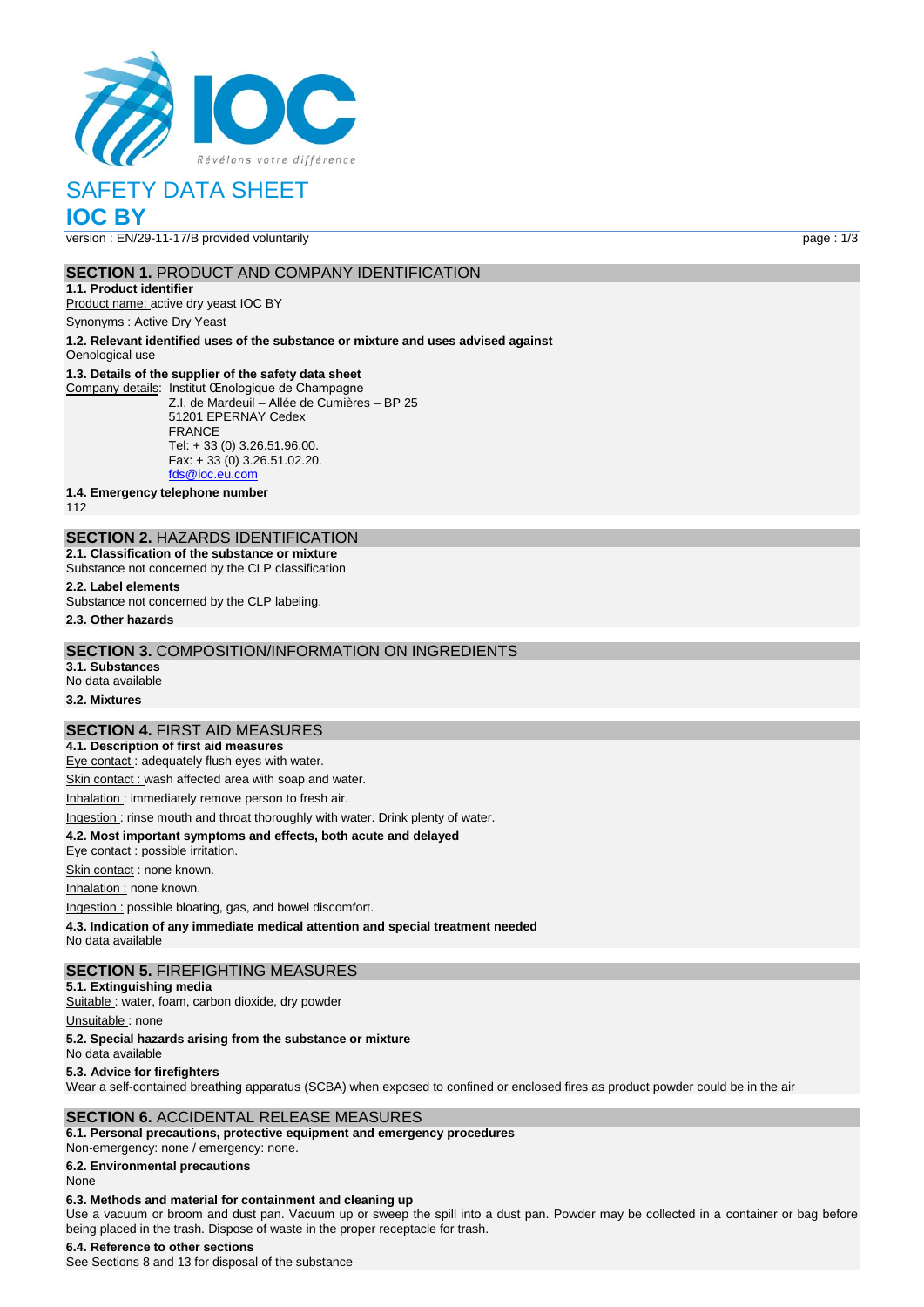Révélons votre différence

# SAFETY DATA SHEET

# IOC BY

version : EN/29-11-17/B provided voluntarily

## SECTION 1. PRODUCT AND COMPANY IDENTIFICATION

**1.1. Product identifier**

Product name: active dry yeast IOC BY

Synonyms : Active Dry Yeast

**1.2. Relevant identified uses of the substance or mixture and uses advised against**

Oenological use

**1.3. Details of the supplier of the safety data sheet**

Company details: Institut Œnologique de Champagne
Z.I. de Mardeuil – Allée de Cumières – BP 25
51201 EPERNAY Cedex
FRANCE
Tel: + 33 (0) 3.26.51.96.00.
Fax: + 33 (0) 3.26.51.02.20.
fds@ioc.eu.com

**1.4. Emergency telephone number**

112

## SECTION 2. HAZARDS IDENTIFICATION

**2.1. Classification of the substance or mixture**

Substance not concerned by the CLP classification

**2.2. Label elements**

Substance not concerned by the CLP labeling.

**2.3. Other hazards**

## SECTION 3. COMPOSITION/INFORMATION ON INGREDIENTS

**3.1. Substances**

No data available

**3.2. Mixtures**

## SECTION 4. FIRST AID MEASURES

**4.1. Description of first aid measures**

Eye contact : adequately flush eyes with water.

Skin contact : wash affected area with soap and water.

Inhalation : immediately remove person to fresh air.

Ingestion : rinse mouth and throat thoroughly with water. Drink plenty of water.

**4.2. Most important symptoms and effects, both acute and delayed**

Eye contact : possible irritation.

Skin contact : none known.

Inhalation : none known.

Ingestion : possible bloating, gas, and bowel discomfort.

**4.3. Indication of any immediate medical attention and special treatment needed**

No data available

## SECTION 5. FIREFIGHTING MEASURES

**5.1. Extinguishing media**

Suitable : water, foam, carbon dioxide, dry powder

Unsuitable : none

**5.2. Special hazards arising from the substance or mixture**

No data available

**5.3. Advice for firefighters**

Wear a self-contained breathing apparatus (SCBA) when exposed to confined or enclosed fires as product powder could be in the air

## SECTION 6. ACCIDENTAL RELEASE MEASURES

**6.1. Personal precautions, protective equipment and emergency procedures**

Non-emergency: none / emergency: none.

**6.2. Environmental precautions**

None

**6.3. Methods and material for containment and cleaning up**

Use a vacuum or broom and dust pan. Vacuum up or sweep the spill into a dust pan. Powder may be collected in a container or bag before being placed in the trash. Dispose of waste in the proper receptacle for trash.

**6.4. Reference to other sections**

See Sections 8 and 13 for disposal of the substance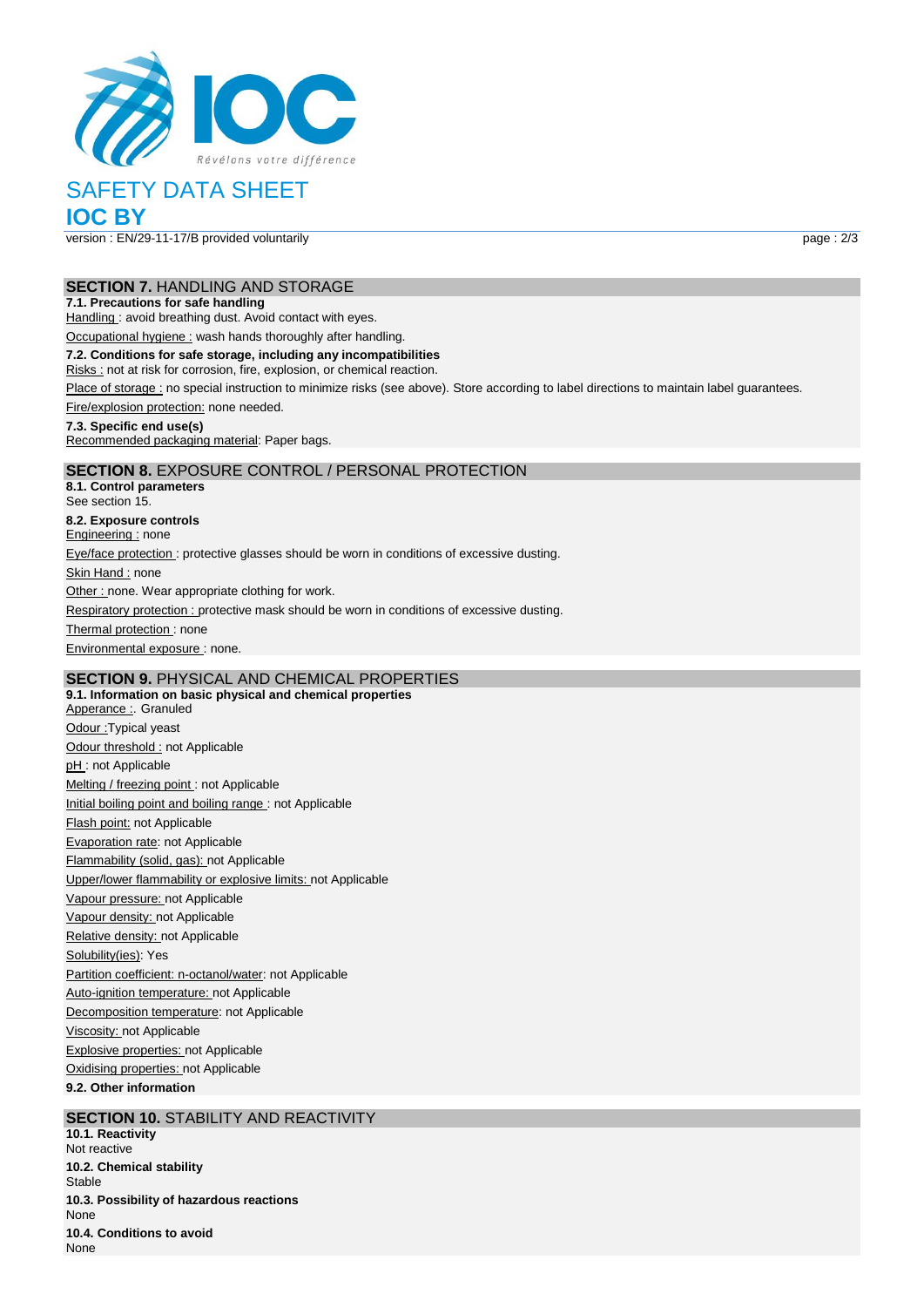# SAFETY DATA SHEET

## IOC BY

version : EN/29-11-17/B provided voluntarily

## SECTION 7. HANDLING AND STORAGE

**7.1. Precautions for safe handling**

Handling : avoid breathing dust. Avoid contact with eyes.

Occupational hygiene : wash hands thoroughly after handling.

**7.2. Conditions for safe storage, including any incompatibilities**

Risks : not at risk for corrosion, fire, explosion, or chemical reaction.

Place of storage : no special instruction to minimize risks (see above). Store according to label directions to maintain label guarantees.

Fire/explosion protection: none needed.

**7.3. Specific end use(s)**

Recommended packaging material: Paper bags.

## SECTION 8. EXPOSURE CONTROL / PERSONAL PROTECTION

**8.1. Control parameters**

See section 15.

**8.2. Exposure controls**

Engineering : none

Eye/face protection : protective glasses should be worn in conditions of excessive dusting.

Skin Hand : none

Other : none. Wear appropriate clothing for work.

Respiratory protection : protective mask should be worn in conditions of excessive dusting.

Thermal protection : none

Environmental exposure : none.

## SECTION 9. PHYSICAL AND CHEMICAL PROPERTIES

**9.1. Information on basic physical and chemical properties**

Apperance :. Granuled

Odour :Typical yeast

Odour threshold : not Applicable

pH : not Applicable

Melting / freezing point : not Applicable

Initial boiling point and boiling range : not Applicable

Flash point: not Applicable

Evaporation rate: not Applicable

Flammability (solid, gas): not Applicable

Upper/lower flammability or explosive limits: not Applicable

Vapour pressure: not Applicable

Vapour density: not Applicable

Relative density: not Applicable

Solubility(ies): Yes

Partition coefficient: n-octanol/water: not Applicable

Auto-ignition temperature: not Applicable

Decomposition temperature: not Applicable

Viscosity: not Applicable

Explosive properties: not Applicable

Oxidising properties: not Applicable

**9.2. Other information**

## SECTION 10. STABILITY AND REACTIVITY

**10.1. Reactivity**

Not reactive

**10.2. Chemical stability**

Stable

**10.3. Possibility of hazardous reactions**

None

**10.4. Conditions to avoid**

None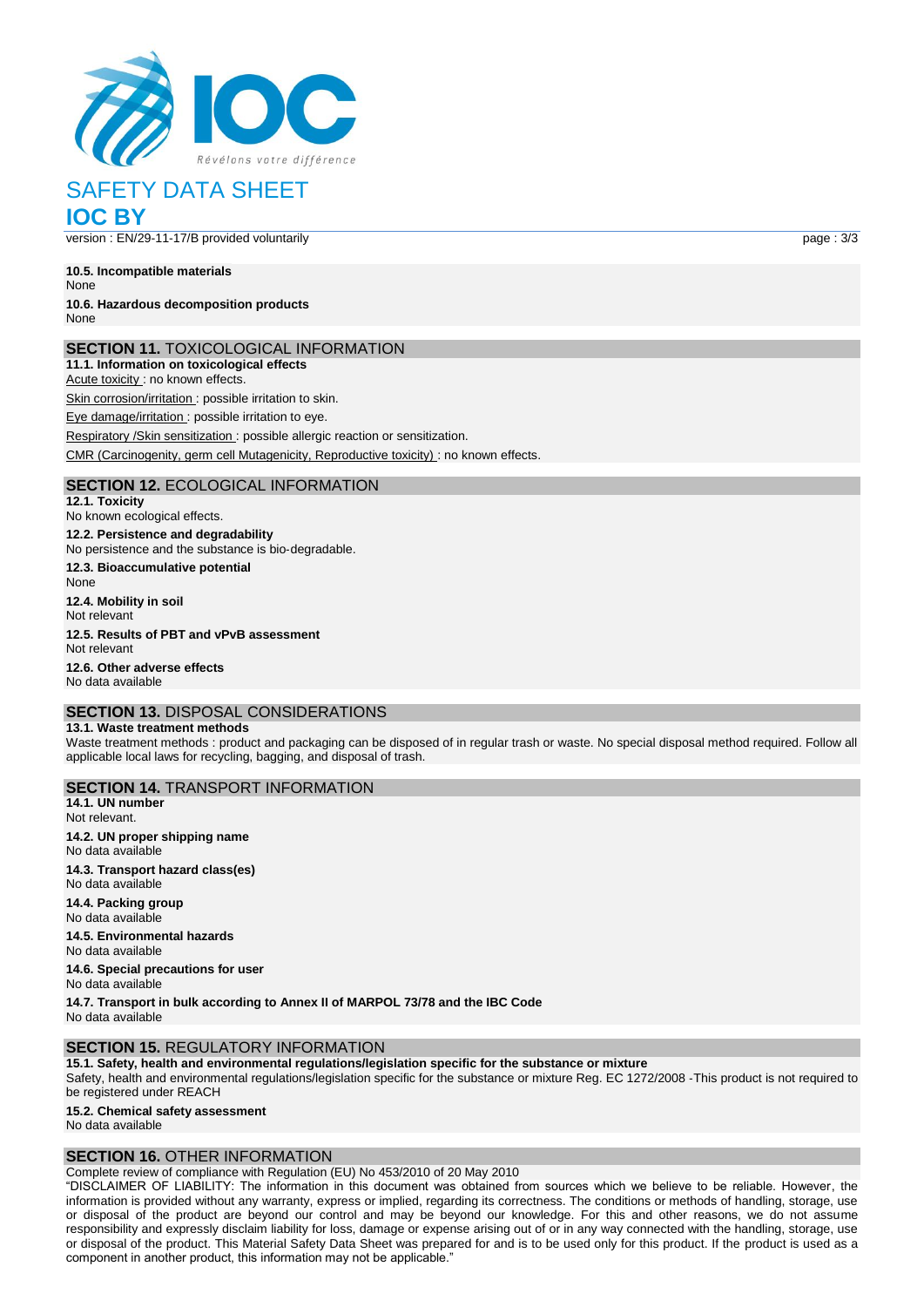# SAFETY DATA SHEET

## IOC BY

version : EN/29-11-17/B provided voluntarily

**10.5. Incompatible materials**
None

**10.6. Hazardous decomposition products**
None

## SECTION 11. TOXICOLOGICAL INFORMATION

**11.1. Information on toxicological effects**

Acute toxicity : no known effects.

Skin corrosion/irritation : possible irritation to skin.

Eye damage/irritation : possible irritation to eye.

Respiratory /Skin sensitization : possible allergic reaction or sensitization.

CMR (Carcinogenity, germ cell Mutagenicity, Reproductive toxicity) : no known effects.

## SECTION 12. ECOLOGICAL INFORMATION

**12.1. Toxicity**
No known ecological effects.

**12.2. Persistence and degradability**
No persistence and the substance is bio-degradable.

**12.3. Bioaccumulative potential**
None

**12.4. Mobility in soil**
Not relevant

**12.5. Results of PBT and vPvB assessment**
Not relevant

**12.6. Other adverse effects**
No data available

## SECTION 13. DISPOSAL CONSIDERATIONS

**13.1. Waste treatment methods**
Waste treatment methods : product and packaging can be disposed of in regular trash or waste. No special disposal method required. Follow all applicable local laws for recycling, bagging, and disposal of trash.

## SECTION 14. TRANSPORT INFORMATION

**14.1. UN number**
Not relevant.

**14.2. UN proper shipping name**
No data available

**14.3. Transport hazard class(es)**
No data available

**14.4. Packing group**
No data available

**14.5. Environmental hazards**
No data available

**14.6. Special precautions for user**
No data available

**14.7. Transport in bulk according to Annex II of MARPOL 73/78 and the IBC Code**
No data available

## SECTION 15. REGULATORY INFORMATION

**15.1. Safety, health and environmental regulations/legislation specific for the substance or mixture**
Safety, health and environmental regulations/legislation specific for the substance or mixture Reg. EC 1272/2008 -This product is not required to be registered under REACH

**15.2. Chemical safety assessment**
No data available

## SECTION 16. OTHER INFORMATION

Complete review of compliance with Regulation (EU) No 453/2010 of 20 May 2010

"DISCLAIMER OF LIABILITY: The information in this document was obtained from sources which we believe to be reliable. However, the information is provided without any warranty, express or implied, regarding its correctness. The conditions or methods of handling, storage, use or disposal of the product are beyond our control and may be beyond our knowledge. For this and other reasons, we do not assume responsibility and expressly disclaim liability for loss, damage or expense arising out of or in any way connected with the handling, storage, use or disposal of the product. This Material Safety Data Sheet was prepared for and is to be used only for this product. If the product is used as a component in another product, this information may not be applicable."